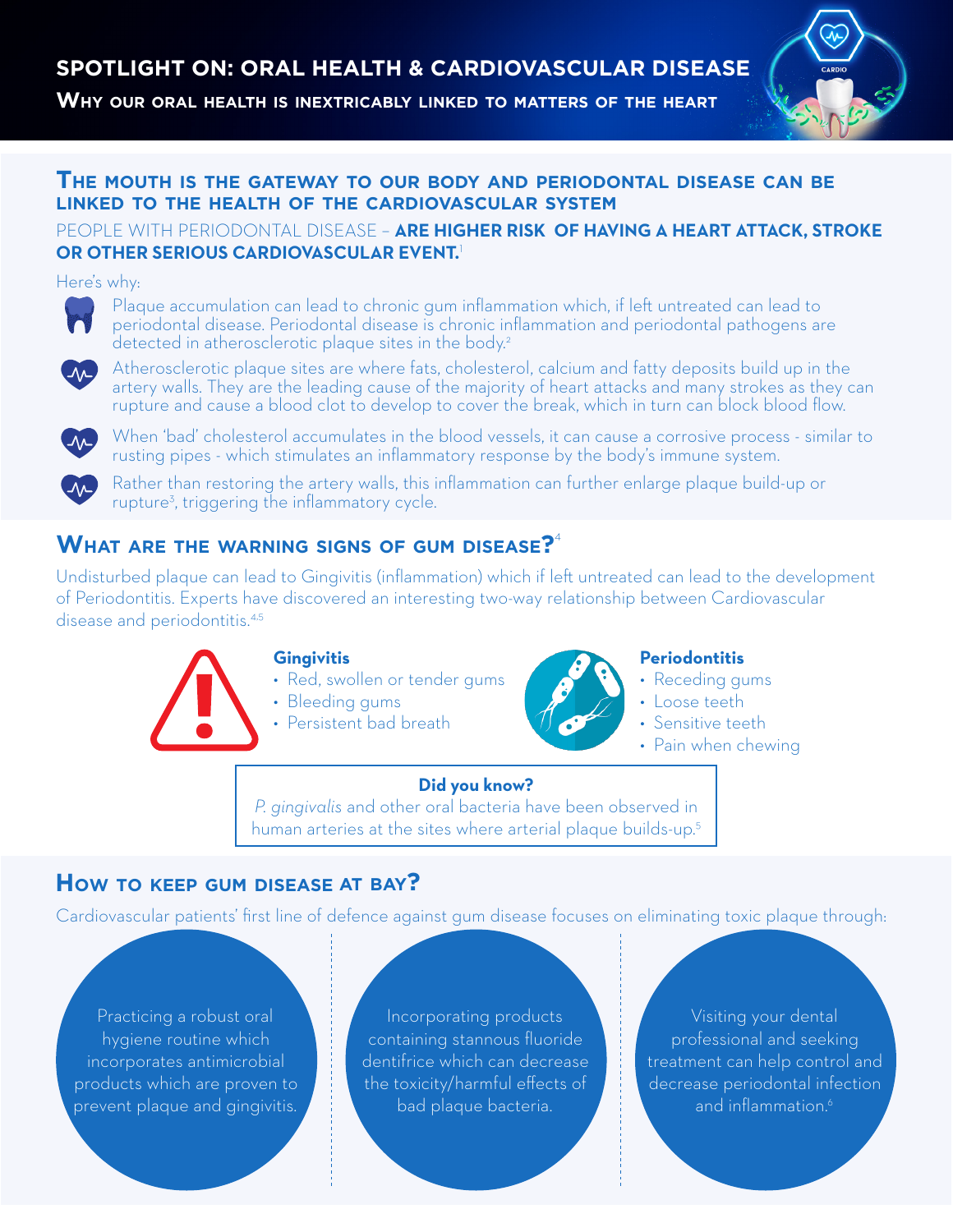# SPOTLIGHT ON: ORAL HEALTH & CARDIOVASCULAR DISEASE

**Why our oral health is inextricably linked to matters of the heart**

## The mouth is the gateway to our body and periodontal disease can be linked to the health of the cardiovascular system

PEOPLE WITH PERIODONTAL DISEASE – **ARE HIGHER RISK OF HAVING A HEART ATTACK, STROKE OR OTHER SERIOUS CARDIOVASCULAR EVENT.**[1]

Here's why:

- Plaque accumulation can lead to chronic gum inflammation which, if left untreated can lead to periodontal disease. Periodontal disease is chronic inflammation and periodontal pathogens are detected in atherosclerotic plaque sites in the body.[2]
- Atherosclerotic plaque sites are where fats, cholesterol, calcium and fatty deposits build up in the artery walls. They are the leading cause of the majority of heart attacks and many strokes as they can rupture and cause a blood clot to develop to cover the break, which in turn can block blood flow.
- When 'bad' cholesterol accumulates in the blood vessels, it can cause a corrosive process - similar to rusting pipes - which stimulates an inflammatory response by the body's immune system.
- Rather than restoring the artery walls, this inflammation can further enlarge plaque build-up or rupture[3], triggering the inflammatory cycle.

## What are the warning signs of gum disease?[4]

Undisturbed plaque can lead to Gingivitis (inflammation) which if left untreated can lead to the development of Periodontitis. Experts have discovered an interesting two-way relationship between Cardiovascular disease and periodontitis.[4,5]

**Gingivitis**

- Red, swollen or tender gums
- Bleeding gums
- Persistent bad breath

**Periodontitis**

- Receding gums
- Loose teeth
- Sensitive teeth
- Pain when chewing

**Did you know?**

*P. gingivalis* and other oral bacteria have been observed in human arteries at the sites where arterial plaque builds-up.[5]

## How to keep gum disease at bay?

Cardiovascular patients' first line of defence against gum disease focuses on eliminating toxic plaque through:

- Practicing a robust oral hygiene routine which incorporates antimicrobial products which are proven to prevent plaque and gingivitis.
- Incorporating products containing stannous fluoride dentifrice which can decrease the toxicity/harmful effects of bad plaque bacteria.
- Visiting your dental professional and seeking treatment can help control and decrease periodontal infection and inflammation.[6]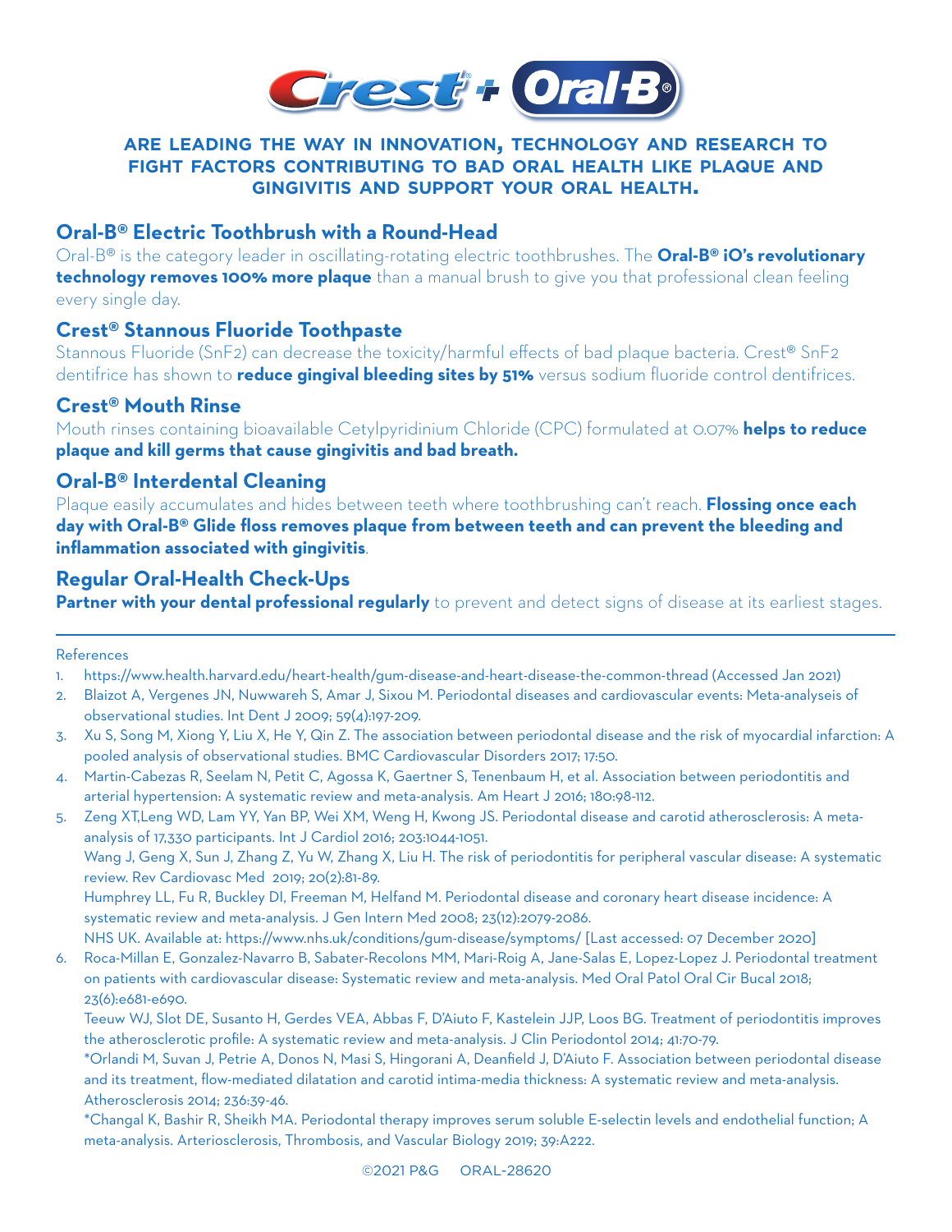Crest + Oral-B

**ARE LEADING THE WAY IN INNOVATION, TECHNOLOGY AND RESEARCH TO FIGHT FACTORS CONTRIBUTING TO BAD ORAL HEALTH LIKE PLAQUE AND GINGIVITIS AND SUPPORT YOUR ORAL HEALTH.**

## Oral-B® Electric Toothbrush with a Round-Head

Oral-B® is the category leader in oscillating-rotating electric toothbrushes. The **Oral-B® iO's revolutionary technology removes 100% more plaque** than a manual brush to give you that professional clean feeling every single day.

## Crest® Stannous Fluoride Toothpaste

Stannous Fluoride ($SnF_2$) can decrease the toxicity/harmful effects of bad plaque bacteria. Crest® $SnF_2$ dentifrice has shown to **reduce gingival bleeding sites by 51%** versus sodium fluoride control dentifrices.

## Crest® Mouth Rinse

Mouth rinses containing bioavailable Cetylpyridinium Chloride (CPC) formulated at 0.07% **helps to reduce plaque and kill germs that cause gingivitis and bad breath.**

## Oral-B® Interdental Cleaning

Plaque easily accumulates and hides between teeth where toothbrushing can't reach. **Flossing once each day with Oral-B® Glide floss removes plaque from between teeth and can prevent the bleeding and inflammation associated with gingivitis**.

## Regular Oral-Health Check-Ups

**Partner with your dental professional regularly** to prevent and detect signs of disease at its earliest stages.

---

References

1. https://www.health.harvard.edu/heart-health/gum-disease-and-heart-disease-the-common-thread (Accessed Jan 2021)
2. Blaizot A, Vergenes JN, Nuwwareh S, Amar J, Sixou M. Periodontal diseases and cardiovascular events: Meta-analyseis of observational studies. Int Dent J 2009; 59(4):197-209.
3. Xu S, Song M, Xiong Y, Liu X, He Y, Qin Z. The association between periodontal disease and the risk of myocardial infarction: A pooled analysis of observational studies. BMC Cardiovascular Disorders 2017; 17:50.
4. Martin-Cabezas R, Seelam N, Petit C, Agossa K, Gaertner S, Tenenbaum H, et al. Association between periodontitis and arterial hypertension: A systematic review and meta-analysis. Am Heart J 2016; 180:98-112.
5. Zeng XT,Leng WD, Lam YY, Yan BP, Wei XM, Weng H, Kwong JS. Periodontal disease and carotid atherosclerosis: A meta-analysis of 17,330 participants. Int J Cardiol 2016; 203:1044-1051.
   Wang J, Geng X, Sun J, Zhang Z, Yu W, Zhang X, Liu H. The risk of periodontitis for peripheral vascular disease: A systematic review. Rev Cardiovasc Med 2019; 20(2):81-89.
   Humphrey LL, Fu R, Buckley DI, Freeman M, Helfand M. Periodontal disease and coronary heart disease incidence: A systematic review and meta-analysis. J Gen Intern Med 2008; 23(12):2079-2086.
   NHS UK. Available at: https://www.nhs.uk/conditions/gum-disease/symptoms/ [Last accessed: 07 December 2020]
6. Roca-Millan E, Gonzalez-Navarro B, Sabater-Recolons MM, Mari-Roig A, Jane-Salas E, Lopez-Lopez J. Periodontal treatment on patients with cardiovascular disease: Systematic review and meta-analysis. Med Oral Patol Oral Cir Bucal 2018; 23(6):e681-e690.
   Teeuw WJ, Slot DE, Susanto H, Gerdes VEA, Abbas F, D'Aiuto F, Kastelein JJP, Loos BG. Treatment of periodontitis improves the atherosclerotic profile: A systematic review and meta-analysis. J Clin Periodontol 2014; 41:70-79.
   *Orlandi M, Suvan J, Petrie A, Donos N, Masi S, Hingorani A, Deanfield J, D'Aiuto F. Association between periodontal disease and its treatment, flow-mediated dilatation and carotid intima-media thickness: A systematic review and meta-analysis. Atherosclerosis 2014; 236:39-46.
   *Changal K, Bashir R, Sheikh MA. Periodontal therapy improves serum soluble E-selectin levels and endothelial function; A meta-analysis. Arteriosclerosis, Thrombosis, and Vascular Biology 2019; 39:A222.

©2021 P&G ORAL-28620